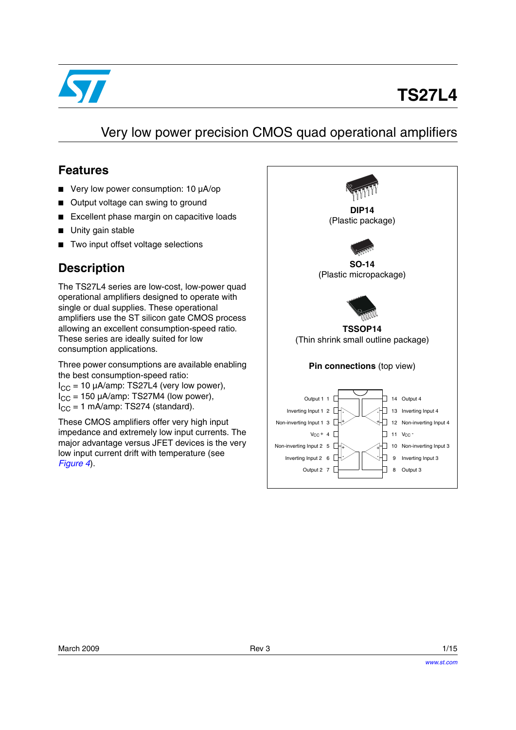# TS27L4

## Very low power precision CMOS quad operational amplifiers

## Features

- Very low power consumption: 10 µA/op
- Output voltage can swing to ground
- Excellent phase margin on capacitive loads
- Unity gain stable
- Two input offset voltage selections

## Description

The TS27L4 series are low-cost, low-power quad operational amplifiers designed to operate with single or dual supplies. These operational amplifiers use the ST silicon gate CMOS process allowing an excellent consumption-speed ratio. These series are ideally suited for low consumption applications.

Three power consumptions are available enabling the best consumption-speed ratio:
$I_{CC}$ = 10 µA/amp: TS27L4 (very low power),
$I_{CC}$ = 150 µA/amp: TS27M4 (low power),
$I_{CC}$ = 1 mA/amp: TS274 (standard).

These CMOS amplifiers offer very high input impedance and extremely low input currents. The major advantage versus JFET devices is the very low input current drift with temperature (see *Figure 4*).

**DIP14**
(Plastic package)

**SO-14**
(Plastic micropackage)

**TSSOP14**
(Thin shrink small outline package)

**Pin connections** (top view)

| Pin | Name | Pin | Name |
|---|---|---|---|
| 1 | Output 1 | 14 | Output 4 |
| 2 | Inverting Input 1 | 13 | Inverting Input 4 |
| 3 | Non-inverting Input 1 | 12 | Non-inverting Input 4 |
| 4 | $V_{CC}$ + | 11 | $V_{CC}$ - |
| 5 | Non-inverting Input 2 | 10 | Non-inverting Input 3 |
| 6 | Inverting Input 2 | 9 | Inverting Input 3 |
| 7 | Output 2 | 8 | Output 3 |

March 2009 Rev 3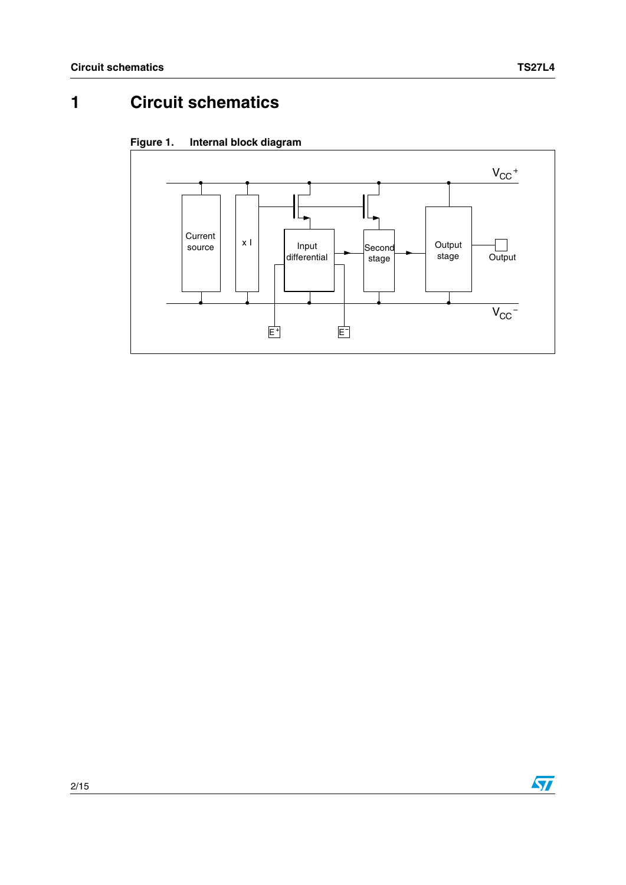# 1 Circuit schematics

**Figure 1. Internal block diagram**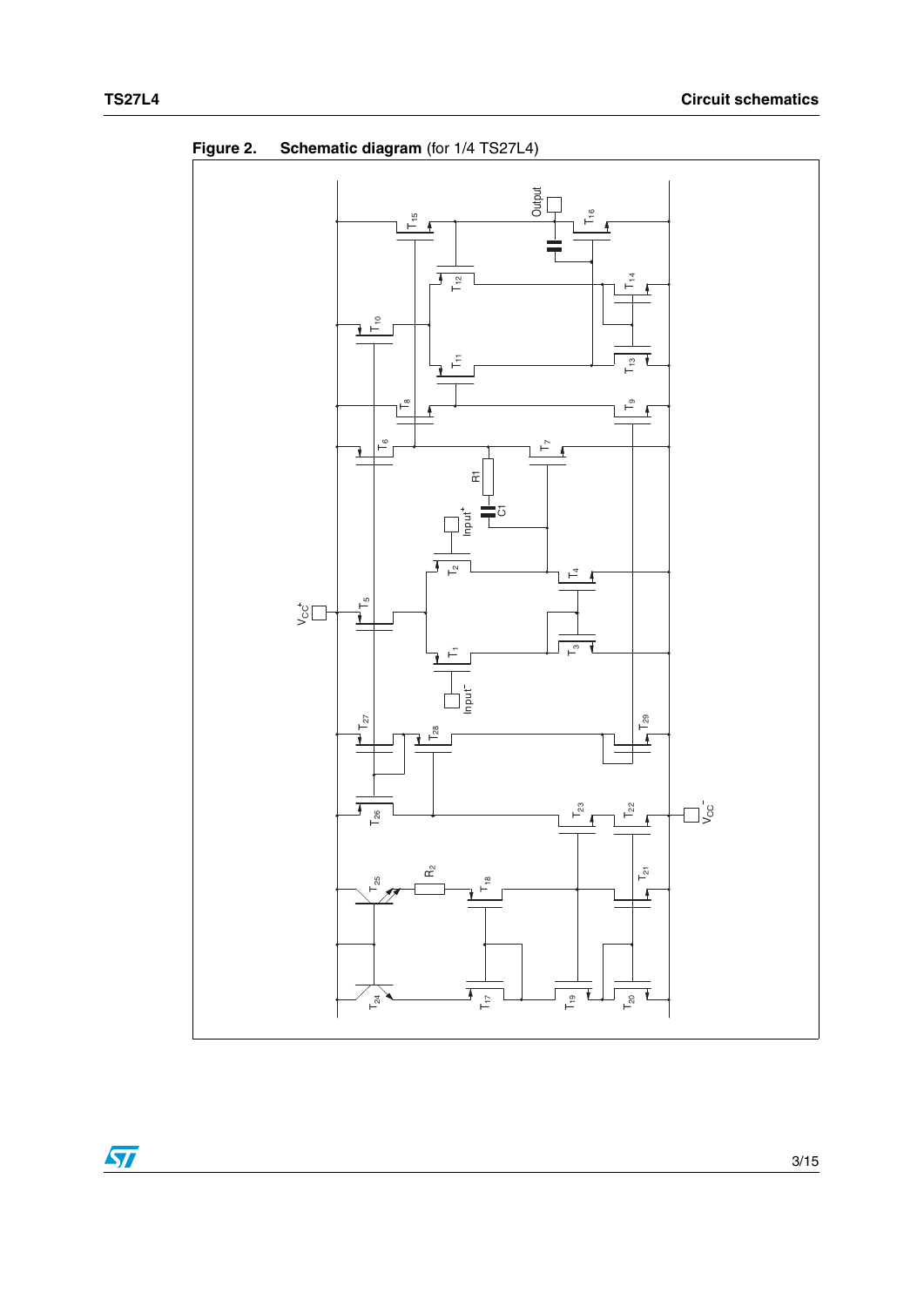Figure 2. **Schematic diagram** (for 1/4 TS27L4)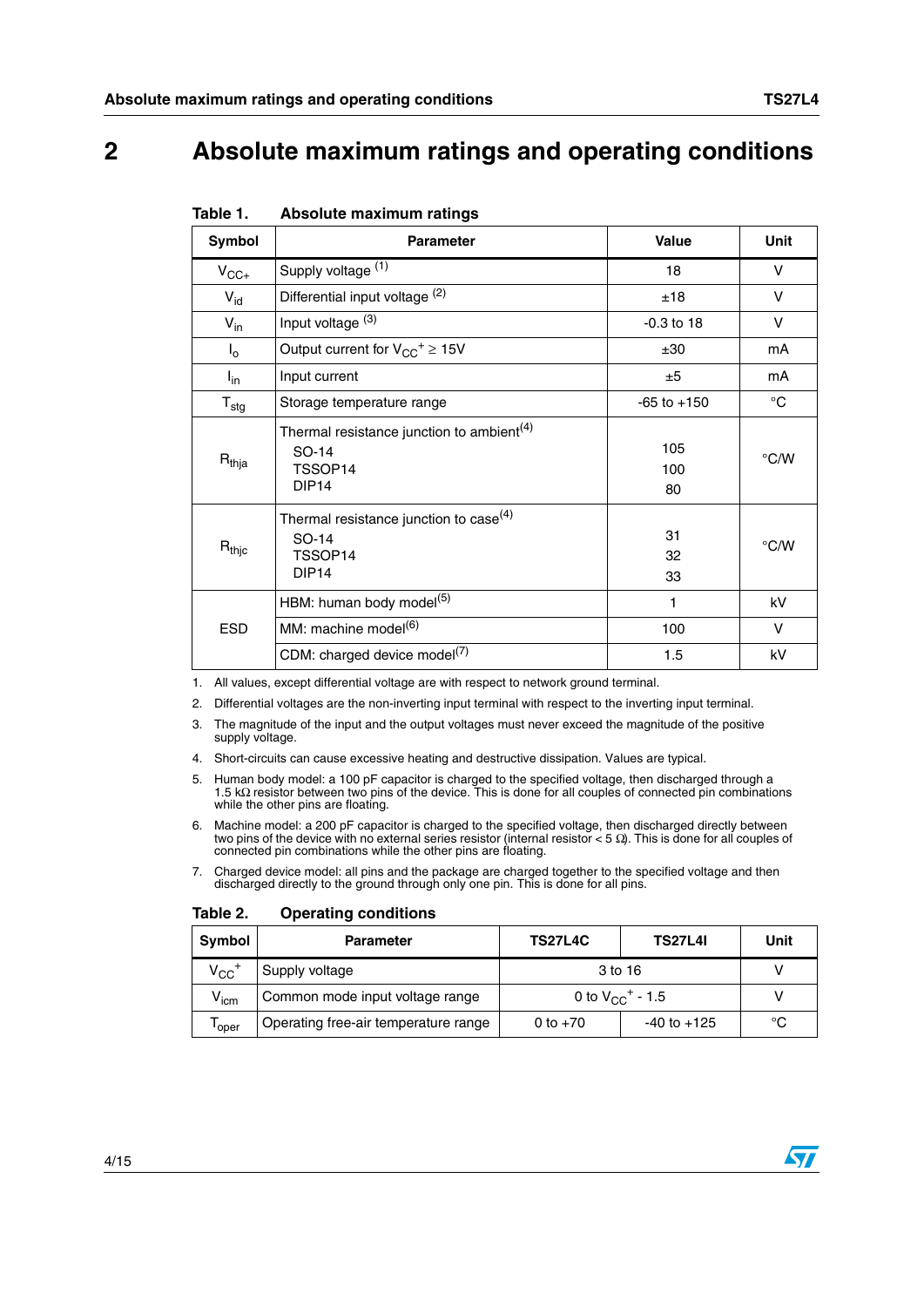# 2 Absolute maximum ratings and operating conditions

**Table 1. Absolute maximum ratings**

| Symbol | Parameter | Value | Unit |
|---|---|---|---|
| $V_{CC+}$ | Supply voltage [1] | 18 | V |
| $V_{id}$ | Differential input voltage [2] | ±18 | V |
| $V_{in}$ | Input voltage [3] | -0.3 to 18 | V |
| $I_o$ | Output current for $V_{CC}^+ \geq 15V$ | ±30 | mA |
| $I_{in}$ | Input current | ±5 | mA |
| $T_{stg}$ | Storage temperature range | -65 to +150 | °C |
| $R_{thja}$ | Thermal resistance junction to ambient[4]<br>SO-14<br>TSSOP14<br>DIP14 | <br>105<br>100<br>80 | °C/W |
| $R_{thjc}$ | Thermal resistance junction to case[4]<br>SO-14<br>TSSOP14<br>DIP14 | <br>31<br>32<br>33 | °C/W |
| ESD | HBM: human body model[5] | 1 | kV |
| | MM: machine model[6] | 100 | V |
| | CDM: charged device model[7] | 1.5 | kV |

1. All values, except differential voltage are with respect to network ground terminal.
2. Differential voltages are the non-inverting input terminal with respect to the inverting input terminal.
3. The magnitude of the input and the output voltages must never exceed the magnitude of the positive supply voltage.
4. Short-circuits can cause excessive heating and destructive dissipation. Values are typical.
5. Human body model: a 100 pF capacitor is charged to the specified voltage, then discharged through a 1.5 kΩ resistor between two pins of the device. This is done for all couples of connected pin combinations while the other pins are floating.
6. Machine model: a 200 pF capacitor is charged to the specified voltage, then discharged directly between two pins of the device with no external series resistor (internal resistor < 5 Ω). This is done for all couples of connected pin combinations while the other pins are floating.
7. Charged device model: all pins and the package are charged together to the specified voltage and then discharged directly to the ground through only one pin. This is done for all pins.

**Table 2. Operating conditions**

| Symbol | Parameter | TS27L4C | TS27L4I | Unit |
|---|---|---|---|---|
| $V_{CC}^+$ | Supply voltage | 3 to 16 | | V |
| $V_{icm}$ | Common mode input voltage range | 0 to $V_{CC}^+$ - 1.5 | | V |
| $T_{oper}$ | Operating free-air temperature range | 0 to +70 | -40 to +125 | °C |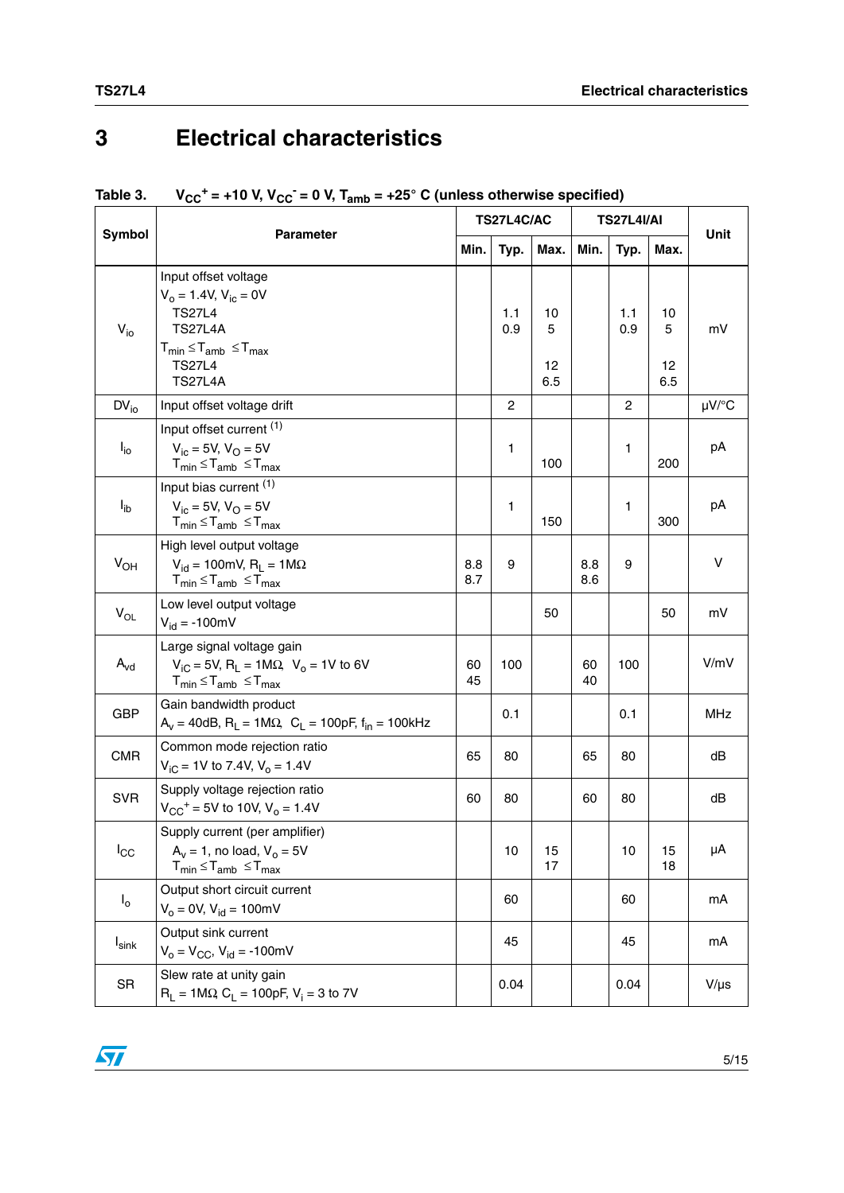# 3 Electrical characteristics

**Table 3.** $V_{CC}^+ = +10$ V, $V_{CC}^- = 0$ V, $T_{amb} = +25°$ C (unless otherwise specified)

| Symbol | Parameter | TS27L4C/AC | | | TS27L4I/AI | | | Unit |
|---|---|---|---|---|---|---|---|---|
| | | Min. | Typ. | Max. | Min. | Typ. | Max. | |
| $V_{io}$ | Input offset voltage<br>$V_o = 1.4V$, $V_{ic} = 0V$<br>TS27L4<br>TS27L4A<br>$T_{min} \leq T_{amb} \leq T_{max}$<br>TS27L4<br>TS27L4A | | 1.1<br>0.9 | 10<br>5<br>12<br>6.5 | | 1.1<br>0.9 | 10<br>5<br>12<br>6.5 | mV |
| $DV_{io}$ | Input offset voltage drift | | 2 | | | 2 | | µV/°C |
| $I_{io}$ | Input offset current (1)<br>$V_{ic} = 5V$, $V_O = 5V$<br>$T_{min} \leq T_{amb} \leq T_{max}$ | | 1 | 100 | | 1 | 200 | pA |
| $I_{ib}$ | Input bias current (1)<br>$V_{ic} = 5V$, $V_O = 5V$<br>$T_{min} \leq T_{amb} \leq T_{max}$ | | 1 | 150 | | 1 | 300 | pA |
| $V_{OH}$ | High level output voltage<br>$V_{id} = 100mV$, $R_L = 1M\Omega$<br>$T_{min} \leq T_{amb} \leq T_{max}$ | 8.8<br>8.7 | 9 | | 8.8<br>8.6 | 9 | | V |
| $V_{OL}$ | Low level output voltage<br>$V_{id} = -100mV$ | | | 50 | | | 50 | mV |
| $A_{vd}$ | Large signal voltage gain<br>$V_{iC} = 5V$, $R_L = 1M\Omega$, $V_o = 1V$ to $6V$<br>$T_{min} \leq T_{amb} \leq T_{max}$ | 60<br>45 | 100 | | 60<br>40 | 100 | | V/mV |
| GBP | Gain bandwidth product<br>$A_v = 40dB$, $R_L = 1M\Omega$, $C_L = 100pF$, $f_{in} = 100kHz$ | | 0.1 | | | 0.1 | | MHz |
| CMR | Common mode rejection ratio<br>$V_{iC} = 1V$ to $7.4V$, $V_o = 1.4V$ | 65 | 80 | | 65 | 80 | | dB |
| SVR | Supply voltage rejection ratio<br>$V_{CC}^+ = 5V$ to $10V$, $V_o = 1.4V$ | 60 | 80 | | 60 | 80 | | dB |
| $I_{CC}$ | Supply current (per amplifier)<br>$A_v = 1$, no load, $V_o = 5V$<br>$T_{min} \leq T_{amb} \leq T_{max}$ | | 10 | 15<br>17 | | 10 | 15<br>18 | µA |
| $I_o$ | Output short circuit current<br>$V_o = 0V$, $V_{id} = 100mV$ | | 60 | | | 60 | | mA |
| $I_{sink}$ | Output sink current<br>$V_o = V_{CC}$, $V_{id} = -100mV$ | | 45 | | | 45 | | mA |
| SR | Slew rate at unity gain<br>$R_L = 1M\Omega$, $C_L = 100pF$, $V_i = 3$ to $7V$ | | 0.04 | | | 0.04 | | V/µs |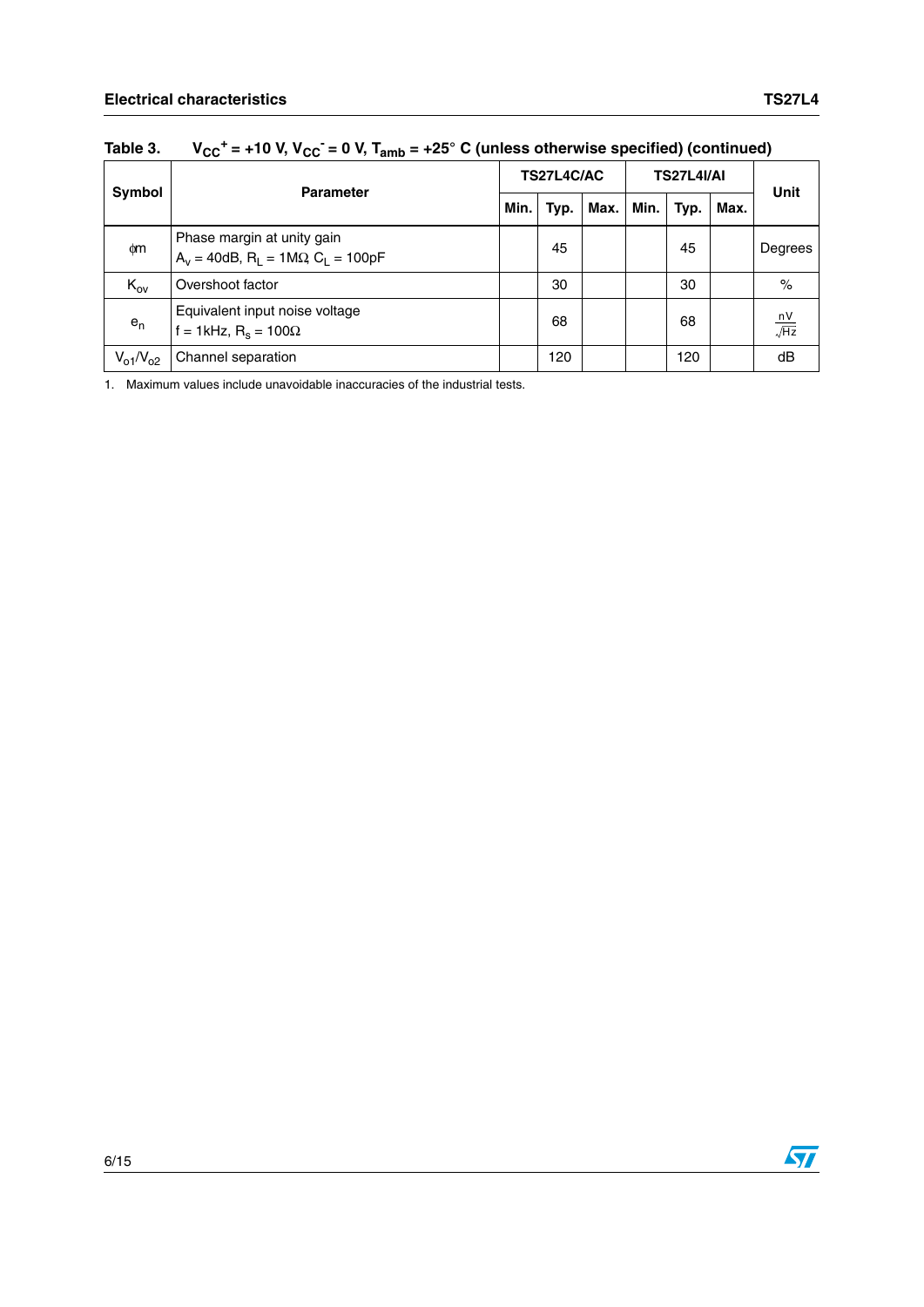Table 3. $V_{CC}^{+} = +10\text{ V}$, $V_{CC}^{-} = 0\text{ V}$, $T_{amb} = +25°\text{ C}$ (unless otherwise specified) (continued)

| Symbol | Parameter | TS27L4C/AC | | | TS27L4I/AI | | | Unit |
|---|---|---|---|---|---|---|---|---|
| | | Min. | Typ. | Max. | Min. | Typ. | Max. | |
| $\phi m$ | Phase margin at unity gain<br>$A_v = 40\text{dB}$, $R_L = 1\text{M}\Omega$ $C_L = 100\text{pF}$ | | 45 | | | 45 | | Degrees |
| $K_{ov}$ | Overshoot factor | | 30 | | | 30 | | % |
| $e_n$ | Equivalent input noise voltage<br>$f = 1\text{kHz}$, $R_s = 100\Omega$ | | 68 | | | 68 | | $\frac{\text{nV}}{\sqrt{\text{Hz}}}$ |
| $V_{o1}/V_{o2}$ | Channel separation | | 120 | | | 120 | | dB |

1. Maximum values include unavoidable inaccuracies of the industrial tests.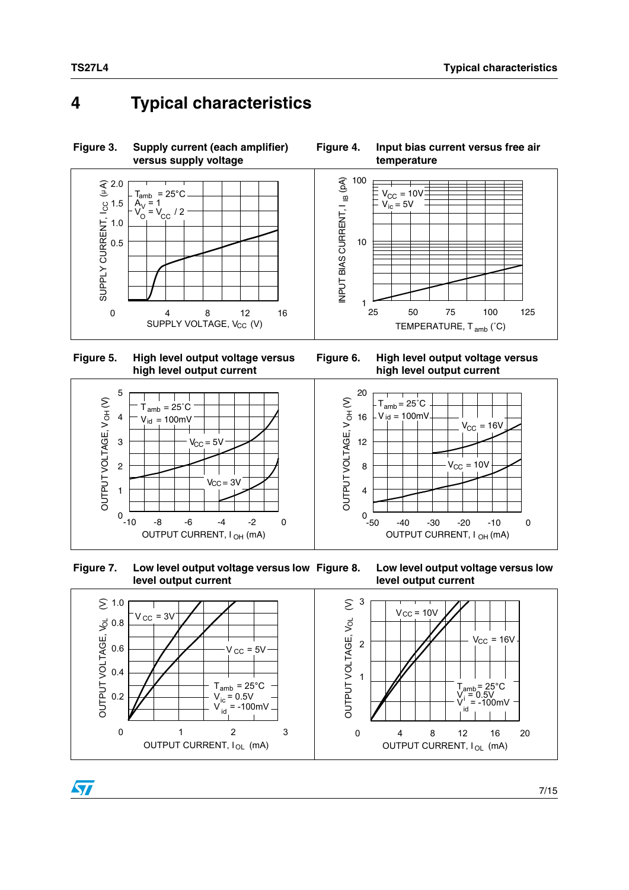# 4 Typical characteristics

**Figure 3. Supply current (each amplifier) versus supply voltage**

**Figure 4. Input bias current versus free air temperature**

**Figure 5. High level output voltage versus high level output current**

**Figure 6. High level output voltage versus high level output current**

**Figure 7. Low level output voltage versus low level output current**

**Figure 8. Low level output voltage versus low level output current**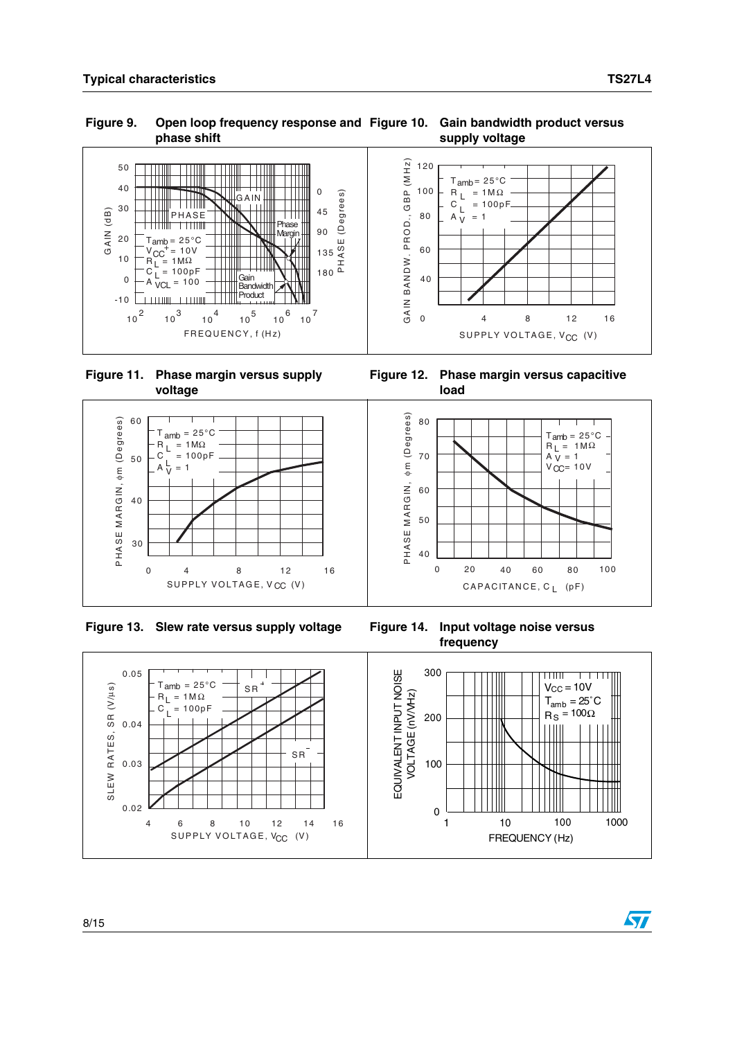## Typical characteristics

**Figure 9. Open loop frequency response and phase shift**

**Figure 10. Gain bandwidth product versus supply voltage**

**Figure 11. Phase margin versus supply voltage**

**Figure 12. Phase margin versus capacitive load**

**Figure 13. Slew rate versus supply voltage**

**Figure 14. Input voltage noise versus frequency**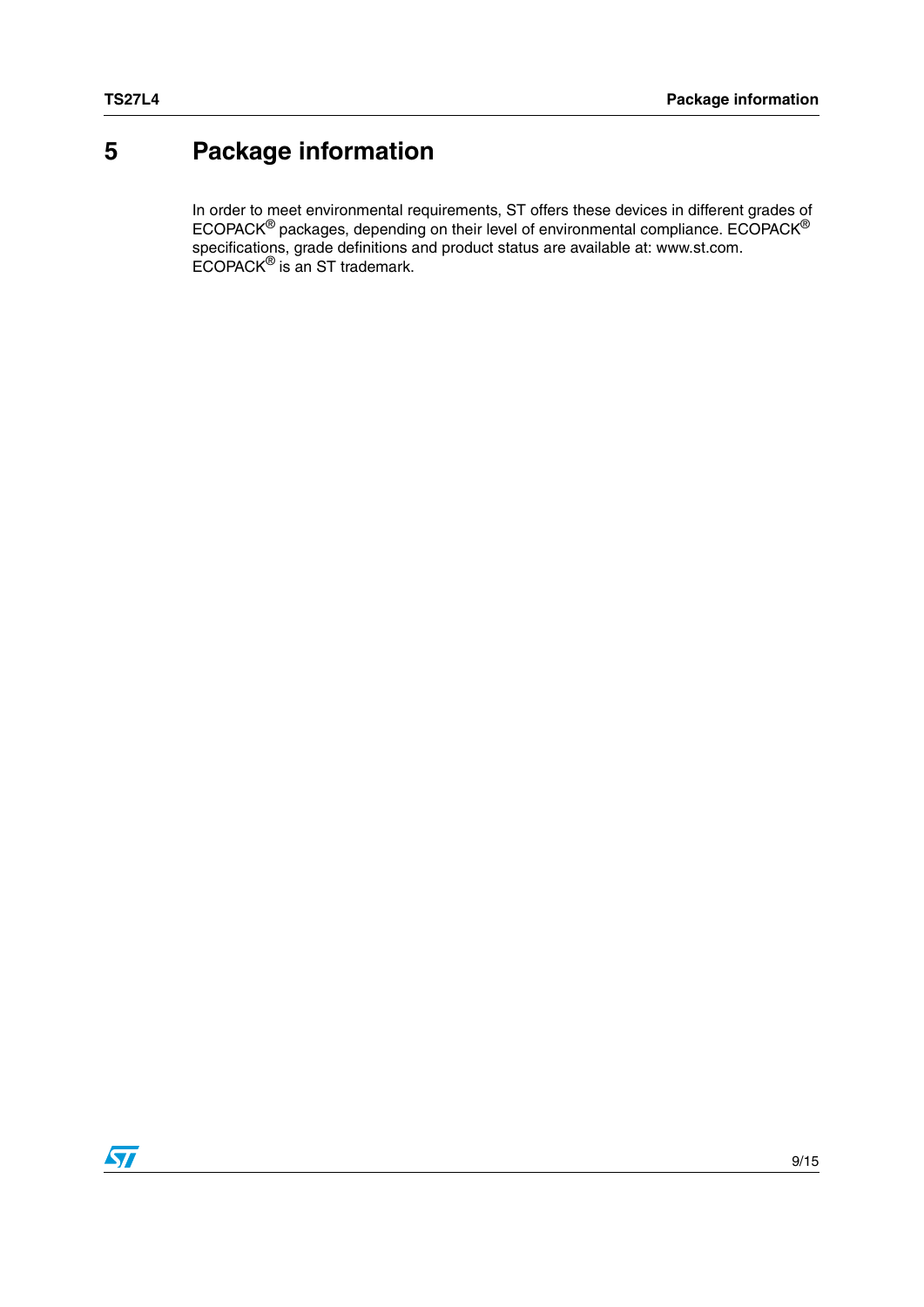# 5 Package information

In order to meet environmental requirements, ST offers these devices in different grades of ECOPACK® packages, depending on their level of environmental compliance. ECOPACK® specifications, grade definitions and product status are available at: www.st.com. ECOPACK® is an ST trademark.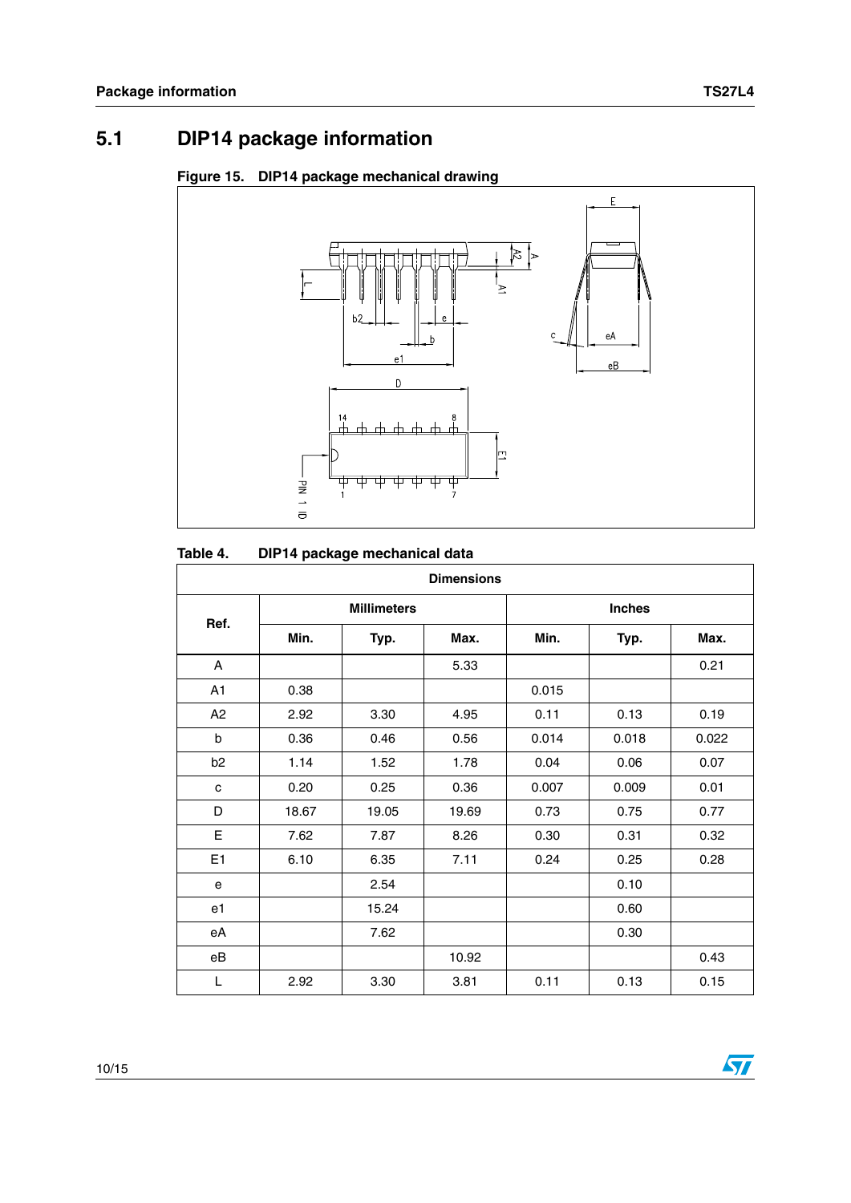## 5.1 DIP14 package information

Figure 15. DIP14 package mechanical drawing

Table 4. DIP14 package mechanical data

| Ref. | Dimensions | | | | | |
|---|---|---|---|---|---|---|
| | Millimeters | | | Inches | | |
| | Min. | Typ. | Max. | Min. | Typ. | Max. |
| A | | | 5.33 | | | 0.21 |
| A1 | 0.38 | | | 0.015 | | |
| A2 | 2.92 | 3.30 | 4.95 | 0.11 | 0.13 | 0.19 |
| b | 0.36 | 0.46 | 0.56 | 0.014 | 0.018 | 0.022 |
| b2 | 1.14 | 1.52 | 1.78 | 0.04 | 0.06 | 0.07 |
| c | 0.20 | 0.25 | 0.36 | 0.007 | 0.009 | 0.01 |
| D | 18.67 | 19.05 | 19.69 | 0.73 | 0.75 | 0.77 |
| E | 7.62 | 7.87 | 8.26 | 0.30 | 0.31 | 0.32 |
| E1 | 6.10 | 6.35 | 7.11 | 0.24 | 0.25 | 0.28 |
| e | | 2.54 | | | 0.10 | |
| e1 | | 15.24 | | | 0.60 | |
| eA | | 7.62 | | | 0.30 | |
| eB | | | 10.92 | | | 0.43 |
| L | 2.92 | 3.30 | 3.81 | 0.11 | 0.13 | 0.15 |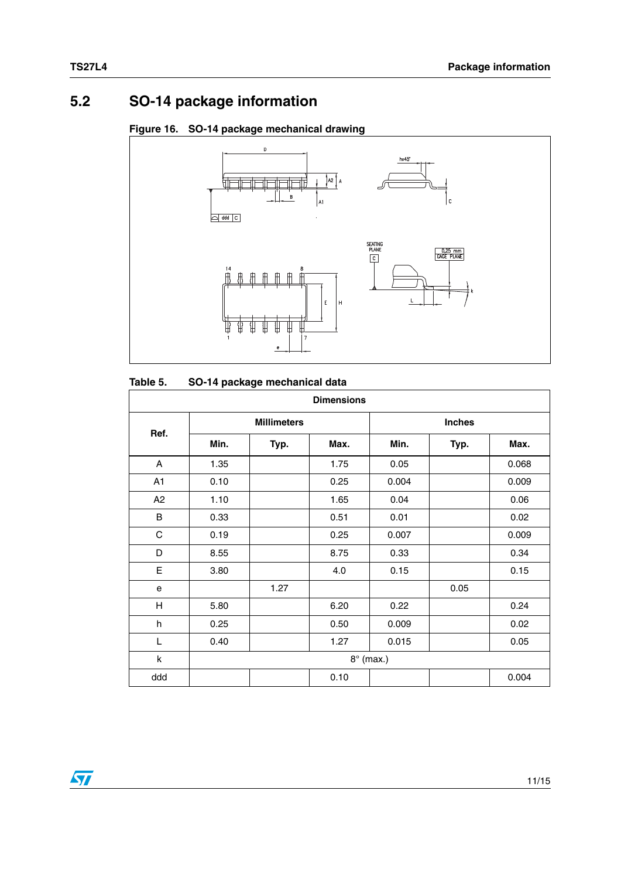## 5.2 SO-14 package information

**Figure 16. SO-14 package mechanical drawing**

**Table 5. SO-14 package mechanical data**

| Ref. | Dimensions | | | | | |
|---|---|---|---|---|---|---|
| | Millimeters | | | Inches | | |
| | Min. | Typ. | Max. | Min. | Typ. | Max. |
| A | 1.35 | | 1.75 | 0.05 | | 0.068 |
| A1 | 0.10 | | 0.25 | 0.004 | | 0.009 |
| A2 | 1.10 | | 1.65 | 0.04 | | 0.06 |
| B | 0.33 | | 0.51 | 0.01 | | 0.02 |
| C | 0.19 | | 0.25 | 0.007 | | 0.009 |
| D | 8.55 | | 8.75 | 0.33 | | 0.34 |
| E | 3.80 | | 4.0 | 0.15 | | 0.15 |
| e | | 1.27 | | | 0.05 | |
| H | 5.80 | | 6.20 | 0.22 | | 0.24 |
| h | 0.25 | | 0.50 | 0.009 | | 0.02 |
| L | 0.40 | | 1.27 | 0.015 | | 0.05 |
| k | 8° (max.) | | | | | |
| ddd | | | 0.10 | | | 0.004 |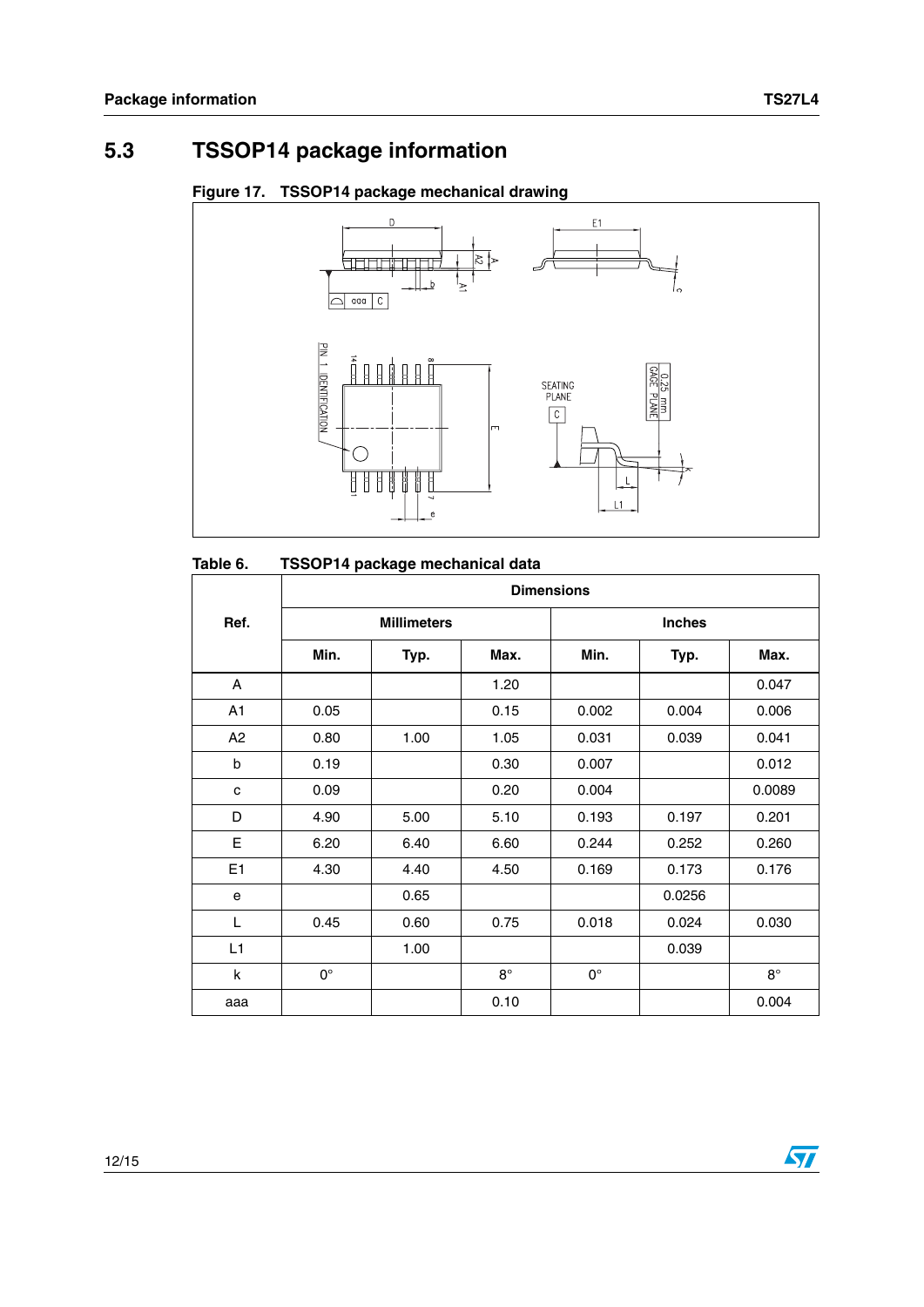## 5.3 TSSOP14 package information

**Figure 17. TSSOP14 package mechanical drawing**

**Table 6. TSSOP14 package mechanical data**

| Ref. | Dimensions | | | | | |
|---|---|---|---|---|---|---|
| | Millimeters | | | Inches | | |
| | Min. | Typ. | Max. | Min. | Typ. | Max. |
| A | | | 1.20 | | | 0.047 |
| A1 | 0.05 | | 0.15 | 0.002 | 0.004 | 0.006 |
| A2 | 0.80 | 1.00 | 1.05 | 0.031 | 0.039 | 0.041 |
| b | 0.19 | | 0.30 | 0.007 | | 0.012 |
| c | 0.09 | | 0.20 | 0.004 | | 0.0089 |
| D | 4.90 | 5.00 | 5.10 | 0.193 | 0.197 | 0.201 |
| E | 6.20 | 6.40 | 6.60 | 0.244 | 0.252 | 0.260 |
| E1 | 4.30 | 4.40 | 4.50 | 0.169 | 0.173 | 0.176 |
| e | | 0.65 | | | 0.0256 | |
| L | 0.45 | 0.60 | 0.75 | 0.018 | 0.024 | 0.030 |
| L1 | | 1.00 | | | 0.039 | |
| k | 0° | | 8° | 0° | | 8° |
| aaa | | | 0.10 | | | 0.004 |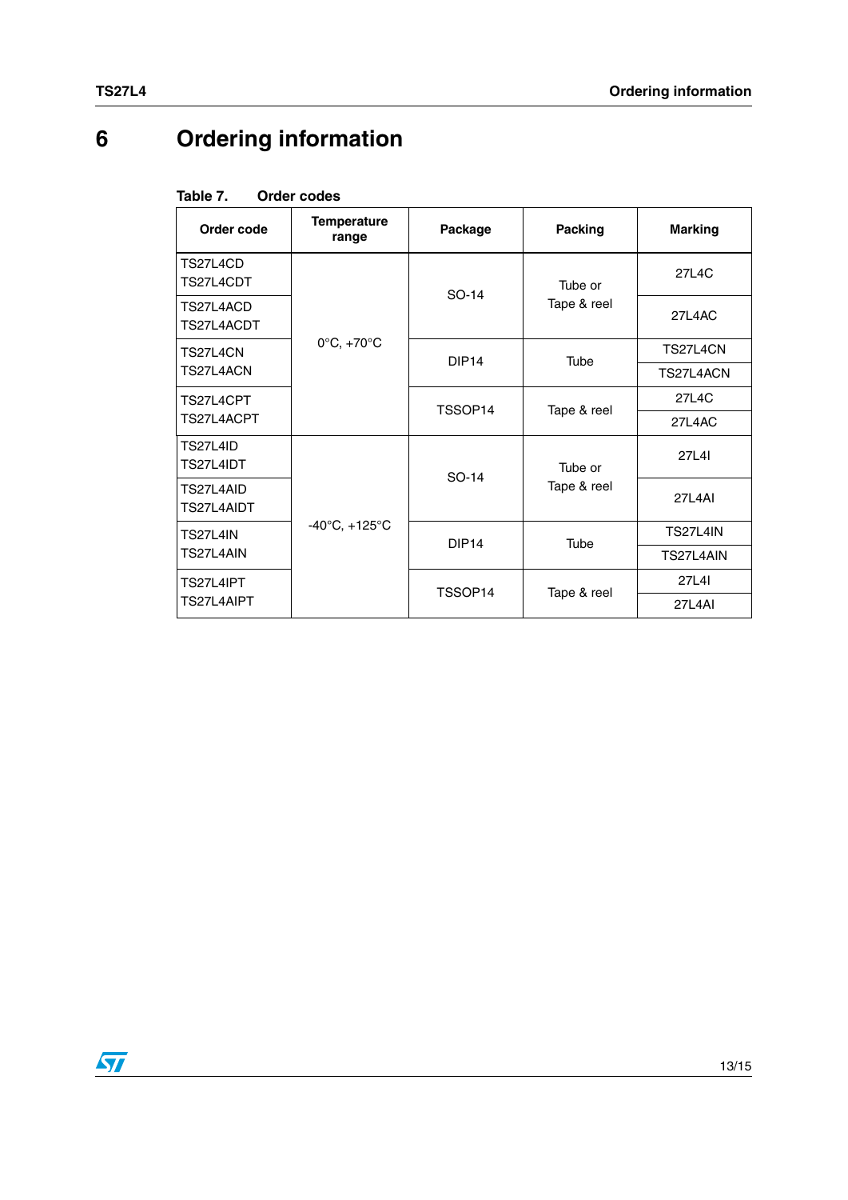# 6 Ordering information

Table 7. Order codes

| Order code | Temperature range | Package | Packing | Marking |
|---|---|---|---|---|
| TS27L4CD<br>TS27L4CDT | 0°C, +70°C | SO-14 | Tube or<br>Tape & reel | 27L4C |
| TS27L4ACD<br>TS27L4ACDT | | | | 27L4AC |
| TS27L4CN<br>TS27L4ACN | | DIP14 | Tube | TS27L4CN<br>TS27L4ACN |
| TS27L4CPT<br>TS27L4ACPT | | TSSOP14 | Tape & reel | 27L4C<br>27L4AC |
| TS27L4ID<br>TS27L4IDT | -40°C, +125°C | SO-14 | Tube or<br>Tape & reel | 27L4I |
| TS27L4AID<br>TS27L4AIDT | | | | 27L4AI |
| TS27L4IN<br>TS27L4AIN | | DIP14 | Tube | TS27L4IN<br>TS27L4AIN |
| TS27L4IPT<br>TS27L4AIPT | | TSSOP14 | Tape & reel | 27L4I<br>27L4AI |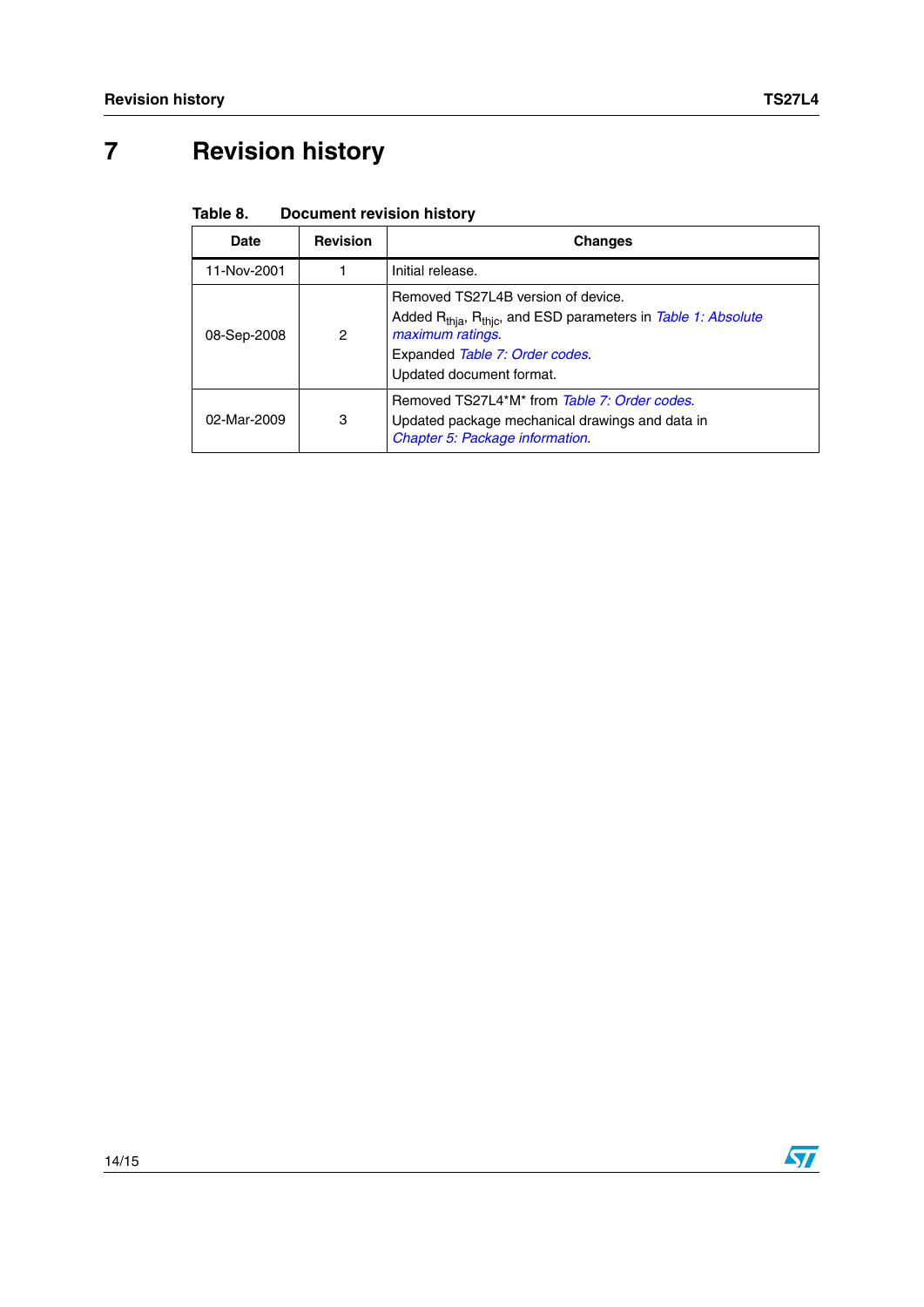# 7 Revision history

Table 8. Document revision history

| Date | Revision | Changes |
|---|---|---|
| 11-Nov-2001 | 1 | Initial release. |
| 08-Sep-2008 | 2 | Removed TS27L4B version of device.<br>Added $R_{thja}$, $R_{thjc}$, and ESD parameters in *Table 1: Absolute maximum ratings*.<br>Expanded *Table 7: Order codes*.<br>Updated document format. |
| 02-Mar-2009 | 3 | Removed TS27L4*M* from *Table 7: Order codes*.<br>Updated package mechanical drawings and data in *Chapter 5: Package information*. |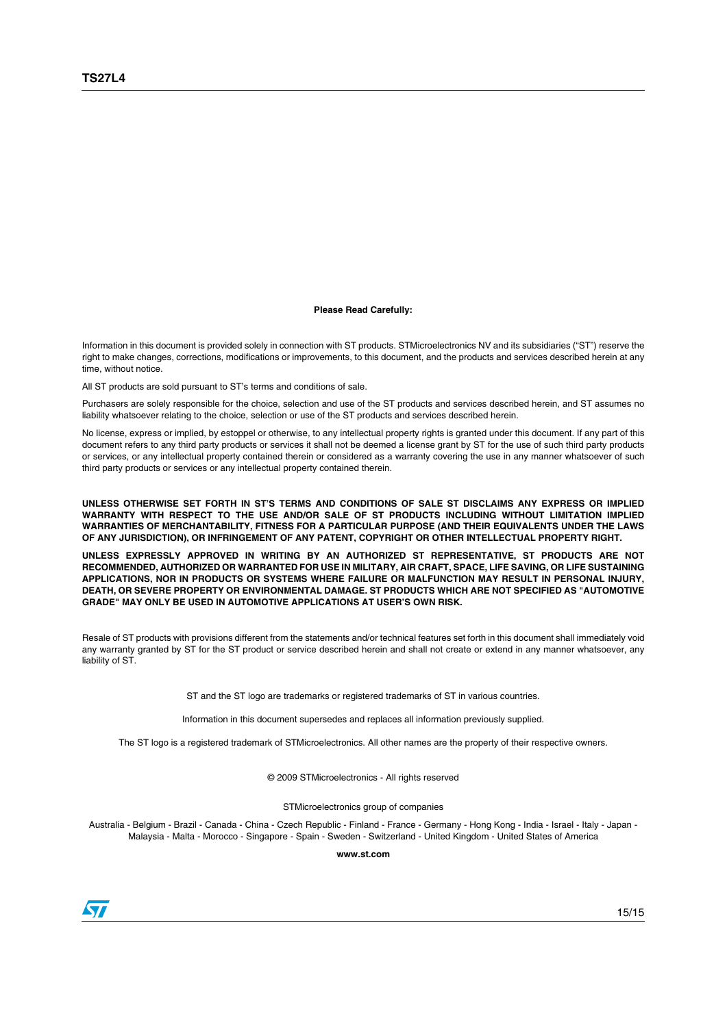**Please Read Carefully:**

Information in this document is provided solely in connection with ST products. STMicroelectronics NV and its subsidiaries ("ST") reserve the right to make changes, corrections, modifications or improvements, to this document, and the products and services described herein at any time, without notice.

All ST products are sold pursuant to ST's terms and conditions of sale.

Purchasers are solely responsible for the choice, selection and use of the ST products and services described herein, and ST assumes no liability whatsoever relating to the choice, selection or use of the ST products and services described herein.

No license, express or implied, by estoppel or otherwise, to any intellectual property rights is granted under this document. If any part of this document refers to any third party products or services it shall not be deemed a license grant by ST for the use of such third party products or services, or any intellectual property contained therein or considered as a warranty covering the use in any manner whatsoever of such third party products or services or any intellectual property contained therein.

**UNLESS OTHERWISE SET FORTH IN ST'S TERMS AND CONDITIONS OF SALE ST DISCLAIMS ANY EXPRESS OR IMPLIED WARRANTY WITH RESPECT TO THE USE AND/OR SALE OF ST PRODUCTS INCLUDING WITHOUT LIMITATION IMPLIED WARRANTIES OF MERCHANTABILITY, FITNESS FOR A PARTICULAR PURPOSE (AND THEIR EQUIVALENTS UNDER THE LAWS OF ANY JURISDICTION), OR INFRINGEMENT OF ANY PATENT, COPYRIGHT OR OTHER INTELLECTUAL PROPERTY RIGHT.**

**UNLESS EXPRESSLY APPROVED IN WRITING BY AN AUTHORIZED ST REPRESENTATIVE, ST PRODUCTS ARE NOT RECOMMENDED, AUTHORIZED OR WARRANTED FOR USE IN MILITARY, AIR CRAFT, SPACE, LIFE SAVING, OR LIFE SUSTAINING APPLICATIONS, NOR IN PRODUCTS OR SYSTEMS WHERE FAILURE OR MALFUNCTION MAY RESULT IN PERSONAL INJURY, DEATH, OR SEVERE PROPERTY OR ENVIRONMENTAL DAMAGE. ST PRODUCTS WHICH ARE NOT SPECIFIED AS "AUTOMOTIVE GRADE" MAY ONLY BE USED IN AUTOMOTIVE APPLICATIONS AT USER'S OWN RISK.**

Resale of ST products with provisions different from the statements and/or technical features set forth in this document shall immediately void any warranty granted by ST for the ST product or service described herein and shall not create or extend in any manner whatsoever, any liability of ST.

ST and the ST logo are trademarks or registered trademarks of ST in various countries.

Information in this document supersedes and replaces all information previously supplied.

The ST logo is a registered trademark of STMicroelectronics. All other names are the property of their respective owners.

© 2009 STMicroelectronics - All rights reserved

STMicroelectronics group of companies

Australia - Belgium - Brazil - Canada - China - Czech Republic - Finland - France - Germany - Hong Kong - India - Israel - Italy - Japan - Malaysia - Malta - Morocco - Singapore - Spain - Sweden - Switzerland - United Kingdom - United States of America

**www.st.com**